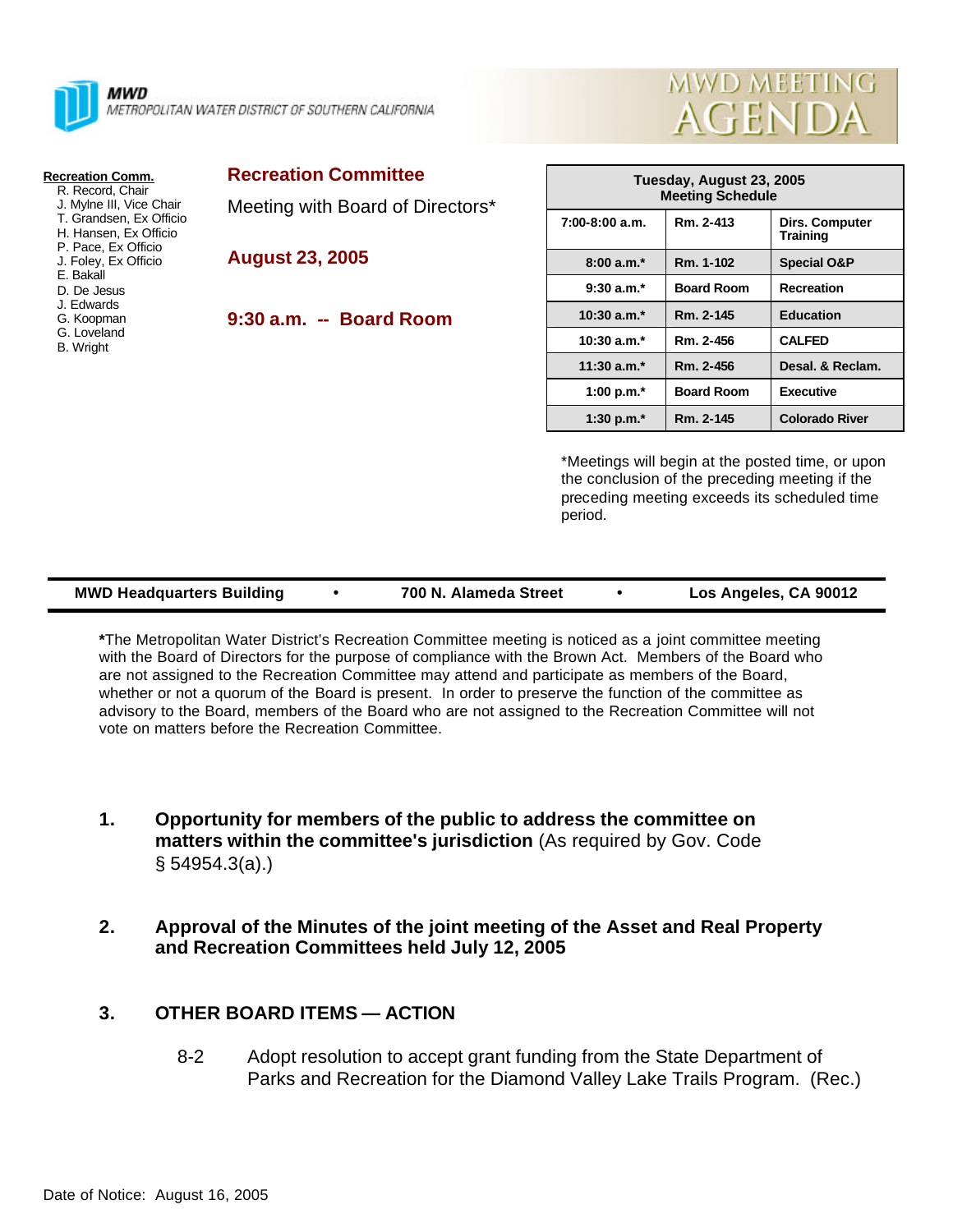**MWD**
METROPOLITAN WATER DISTRICT OF SOUTHERN CALIFORNIA

# MWD MEETING AGENDA

**Recreation Comm.**
- R. Record, Chair
- J. Mylne III, Vice Chair
- T. Grandsen, Ex Officio
- H. Hansen, Ex Officio
- P. Pace, Ex Officio
- J. Foley, Ex Officio
- E. Bakall
- D. De Jesus
- J. Edwards
- G. Koopman
- G. Loveland
- B. Wright

## Recreation Committee

Meeting with Board of Directors*

## August 23, 2005

## 9:30 a.m. -- Board Room

| Tuesday, August 23, 2005 Meeting Schedule | | |
|---|---|---|
| 7:00-8:00 a.m. | Rm. 2-413 | Dirs. Computer Training |
| 8:00 a.m.* | Rm. 1-102 | Special O&P |
| 9:30 a.m.* | Board Room | Recreation |
| 10:30 a.m.* | Rm. 2-145 | Education |
| 10:30 a.m.* | Rm. 2-456 | CALFED |
| 11:30 a.m.* | Rm. 2-456 | Desal. & Reclam. |
| 1:00 p.m.* | Board Room | Executive |
| 1:30 p.m.* | Rm. 2-145 | Colorado River |

*Meetings will begin at the posted time, or upon the conclusion of the preceding meeting if the preceding meeting exceeds its scheduled time period.

**MWD Headquarters Building • 700 N. Alameda Street • Los Angeles, CA 90012**

**\***The Metropolitan Water District's Recreation Committee meeting is noticed as a joint committee meeting with the Board of Directors for the purpose of compliance with the Brown Act. Members of the Board who are not assigned to the Recreation Committee may attend and participate as members of the Board, whether or not a quorum of the Board is present. In order to preserve the function of the committee as advisory to the Board, members of the Board who are not assigned to the Recreation Committee will not vote on matters before the Recreation Committee.

1. **Opportunity for members of the public to address the committee on matters within the committee's jurisdiction** (As required by Gov. Code § 54954.3(a).)

2. **Approval of the Minutes of the joint meeting of the Asset and Real Property and Recreation Committees held July 12, 2005**

3. **OTHER BOARD ITEMS — ACTION**

   8-2 Adopt resolution to accept grant funding from the State Department of Parks and Recreation for the Diamond Valley Lake Trails Program. (Rec.)

Date of Notice: August 16, 2005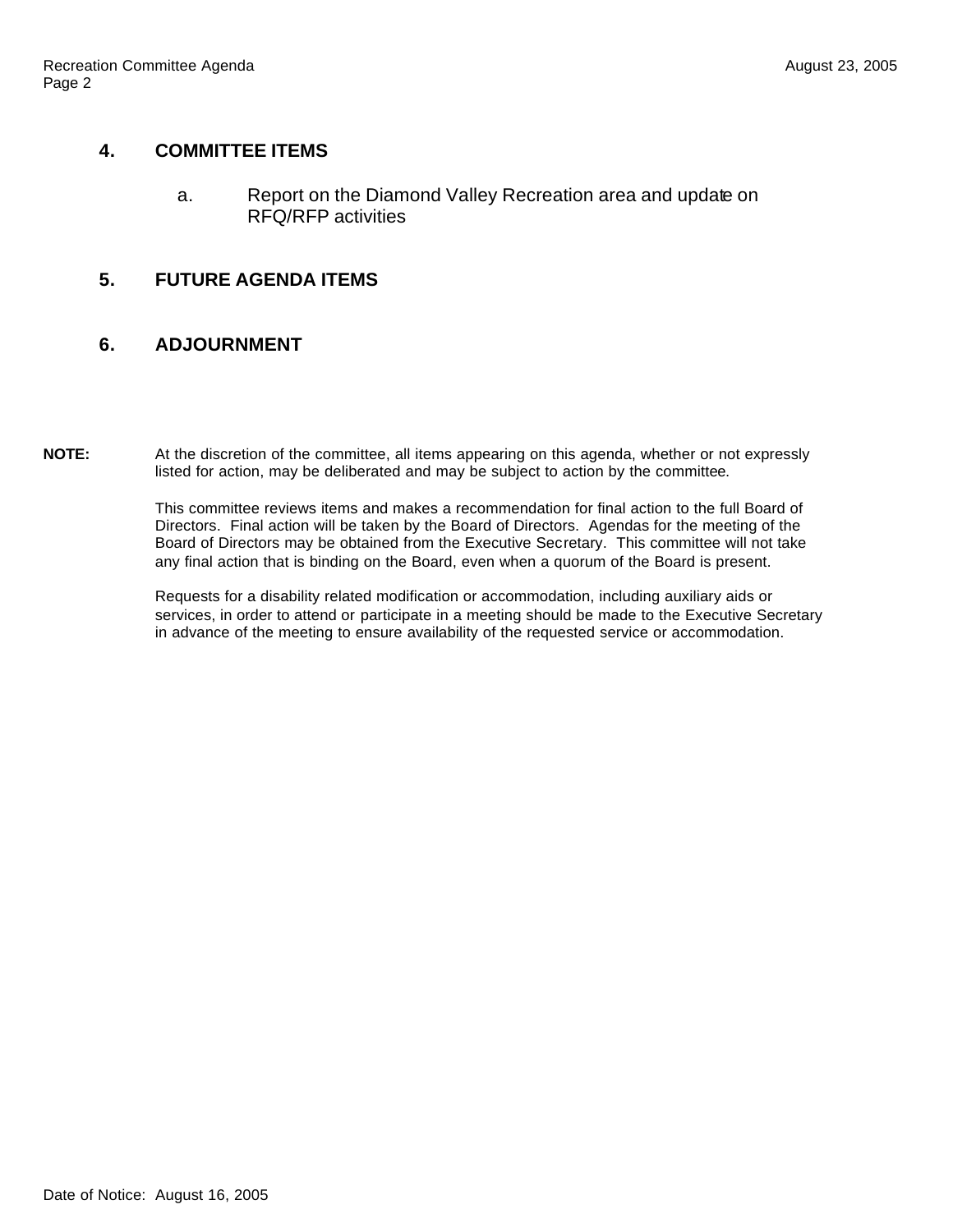## 4. COMMITTEE ITEMS

a. Report on the Diamond Valley Recreation area and update on RFQ/RFP activities

## 5. FUTURE AGENDA ITEMS

## 6. ADJOURNMENT

**NOTE:** At the discretion of the committee, all items appearing on this agenda, whether or not expressly listed for action, may be deliberated and may be subject to action by the committee.

This committee reviews items and makes a recommendation for final action to the full Board of Directors. Final action will be taken by the Board of Directors. Agendas for the meeting of the Board of Directors may be obtained from the Executive Secretary. This committee will not take any final action that is binding on the Board, even when a quorum of the Board is present.

Requests for a disability related modification or accommodation, including auxiliary aids or services, in order to attend or participate in a meeting should be made to the Executive Secretary in advance of the meeting to ensure availability of the requested service or accommodation.

Date of Notice: August 16, 2005